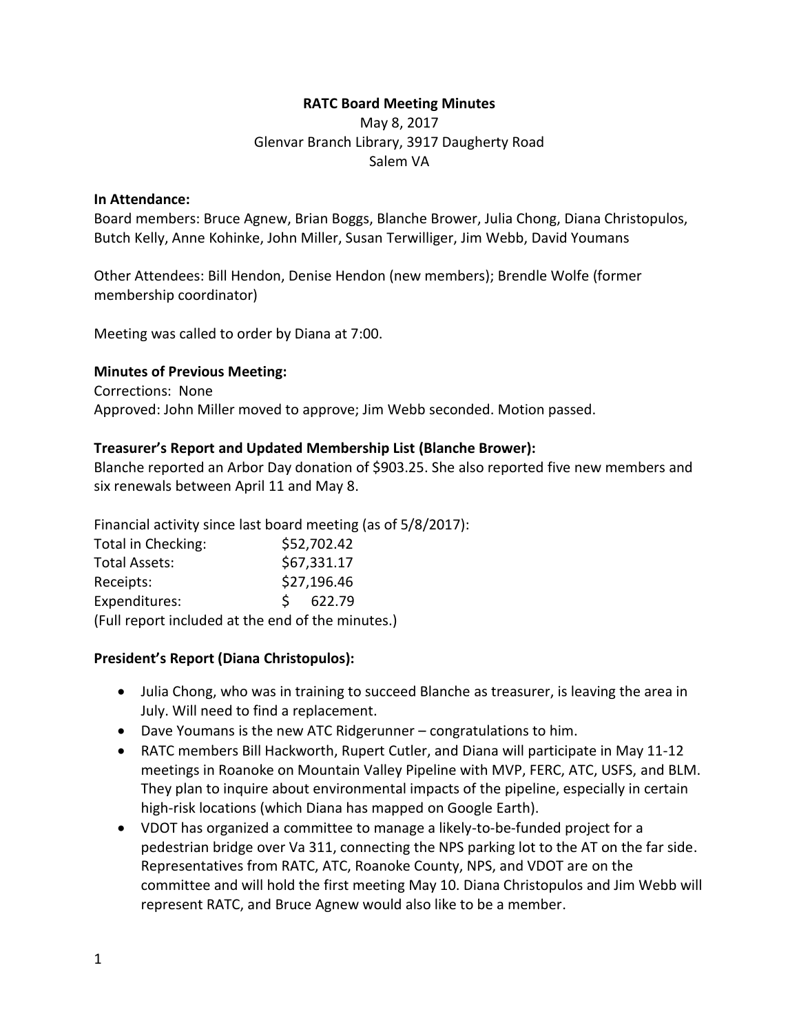# RATC Board Meeting Minutes

May 8, 2017
Glenvar Branch Library, 3917 Daugherty Road
Salem VA

**In Attendance:**

Board members: Bruce Agnew, Brian Boggs, Blanche Brower, Julia Chong, Diana Christopulos, Butch Kelly, Anne Kohinke, John Miller, Susan Terwilliger, Jim Webb, David Youmans

Other Attendees: Bill Hendon, Denise Hendon (new members); Brendle Wolfe (former membership coordinator)

Meeting was called to order by Diana at 7:00.

**Minutes of Previous Meeting:**

Corrections: None
Approved: John Miller moved to approve; Jim Webb seconded. Motion passed.

**Treasurer's Report and Updated Membership List (Blanche Brower):**

Blanche reported an Arbor Day donation of $903.25. She also reported five new members and six renewals between April 11 and May 8.

Financial activity since last board meeting (as of 5/8/2017):

| | |
|---|---|
| Total in Checking: | $52,702.42 |
| Total Assets: | $67,331.17 |
| Receipts: | $27,196.46 |
| Expenditures: | $ 622.79 |

(Full report included at the end of the minutes.)

**President's Report (Diana Christopulos):**

- Julia Chong, who was in training to succeed Blanche as treasurer, is leaving the area in July. Will need to find a replacement.
- Dave Youmans is the new ATC Ridgerunner – congratulations to him.
- RATC members Bill Hackworth, Rupert Cutler, and Diana will participate in May 11-12 meetings in Roanoke on Mountain Valley Pipeline with MVP, FERC, ATC, USFS, and BLM. They plan to inquire about environmental impacts of the pipeline, especially in certain high-risk locations (which Diana has mapped on Google Earth).
- VDOT has organized a committee to manage a likely-to-be-funded project for a pedestrian bridge over Va 311, connecting the NPS parking lot to the AT on the far side. Representatives from RATC, ATC, Roanoke County, NPS, and VDOT are on the committee and will hold the first meeting May 10. Diana Christopulos and Jim Webb will represent RATC, and Bruce Agnew would also like to be a member.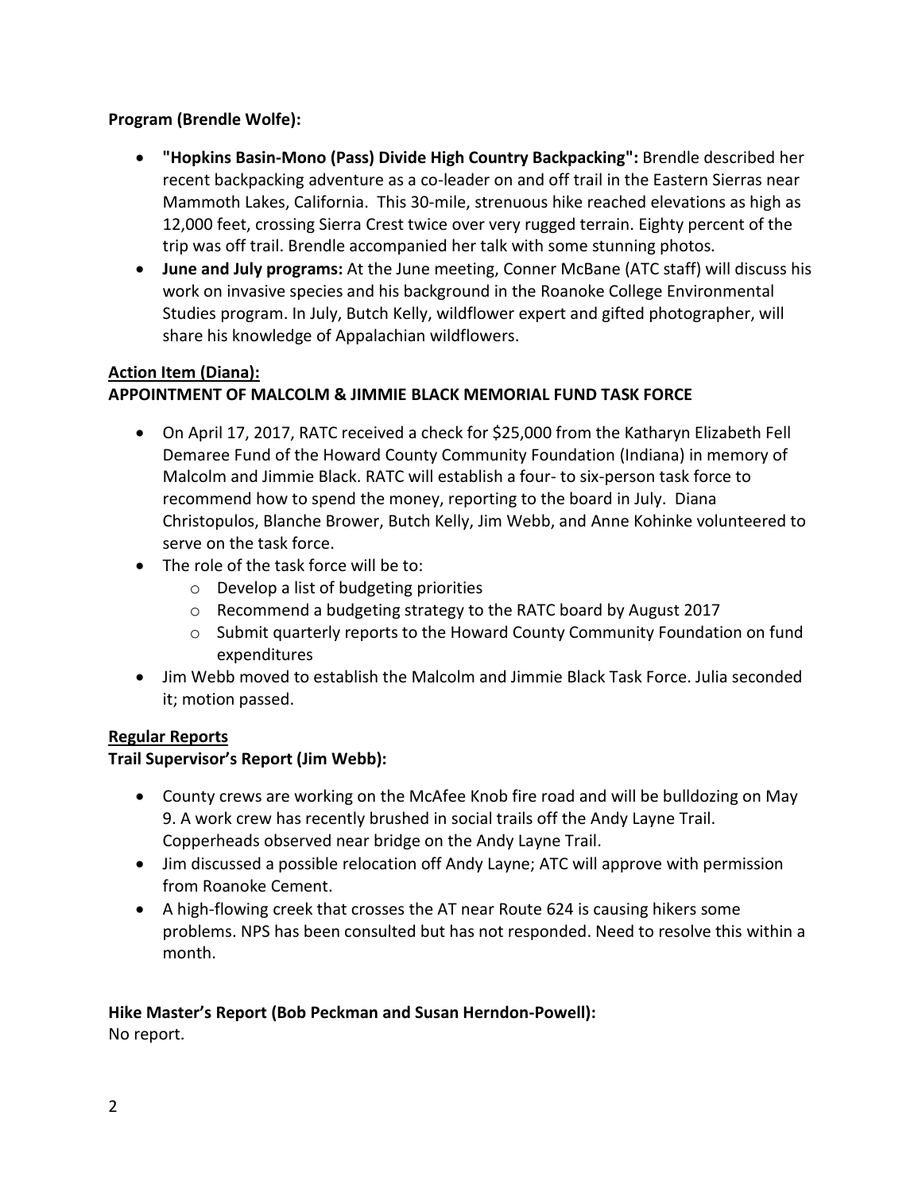**Program (Brendle Wolfe):**

- **"Hopkins Basin-Mono (Pass) Divide High Country Backpacking":** Brendle described her recent backpacking adventure as a co-leader on and off trail in the Eastern Sierras near Mammoth Lakes, California. This 30-mile, strenuous hike reached elevations as high as 12,000 feet, crossing Sierra Crest twice over very rugged terrain. Eighty percent of the trip was off trail. Brendle accompanied her talk with some stunning photos.
- **June and July programs:** At the June meeting, Conner McBane (ATC staff) will discuss his work on invasive species and his background in the Roanoke College Environmental Studies program. In July, Butch Kelly, wildflower expert and gifted photographer, will share his knowledge of Appalachian wildflowers.

**Action Item (Diana):**
**APPOINTMENT OF MALCOLM & JIMMIE BLACK MEMORIAL FUND TASK FORCE**

- On April 17, 2017, RATC received a check for $25,000 from the Katharyn Elizabeth Fell Demaree Fund of the Howard County Community Foundation (Indiana) in memory of Malcolm and Jimmie Black. RATC will establish a four- to six-person task force to recommend how to spend the money, reporting to the board in July. Diana Christopulos, Blanche Brower, Butch Kelly, Jim Webb, and Anne Kohinke volunteered to serve on the task force.
- The role of the task force will be to:
  - Develop a list of budgeting priorities
  - Recommend a budgeting strategy to the RATC board by August 2017
  - Submit quarterly reports to the Howard County Community Foundation on fund expenditures
- Jim Webb moved to establish the Malcolm and Jimmie Black Task Force. Julia seconded it; motion passed.

**Regular Reports**
**Trail Supervisor's Report (Jim Webb):**

- County crews are working on the McAfee Knob fire road and will be bulldozing on May 9. A work crew has recently brushed in social trails off the Andy Layne Trail. Copperheads observed near bridge on the Andy Layne Trail.
- Jim discussed a possible relocation off Andy Layne; ATC will approve with permission from Roanoke Cement.
- A high-flowing creek that crosses the AT near Route 624 is causing hikers some problems. NPS has been consulted but has not responded. Need to resolve this within a month.

**Hike Master's Report (Bob Peckman and Susan Herndon-Powell):**
No report.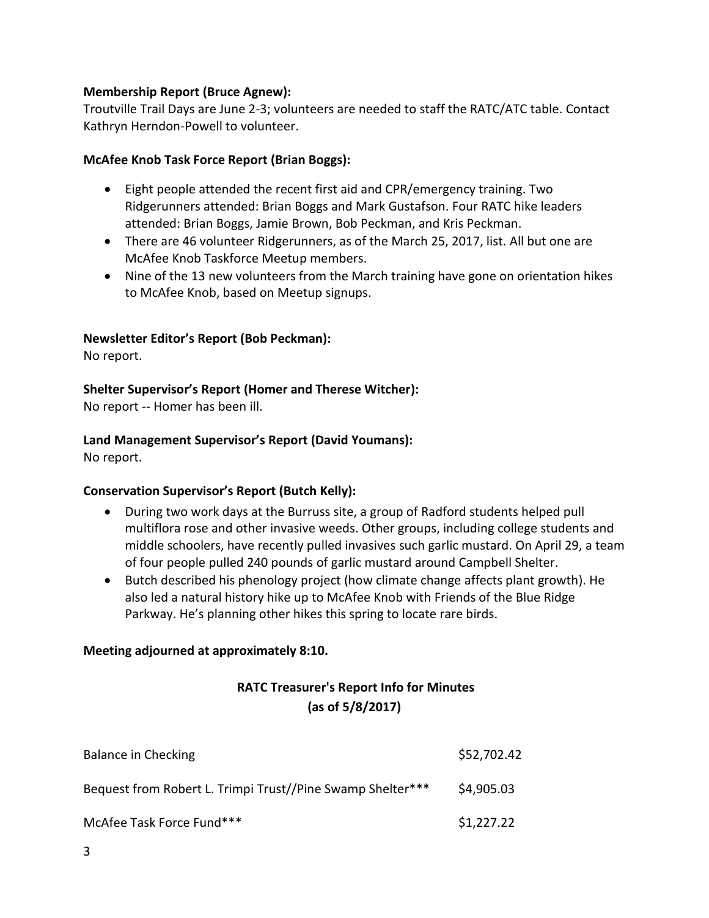**Membership Report (Bruce Agnew):**
Troutville Trail Days are June 2-3; volunteers are needed to staff the RATC/ATC table. Contact Kathryn Herndon-Powell to volunteer.

**McAfee Knob Task Force Report (Brian Boggs):**

- Eight people attended the recent first aid and CPR/emergency training. Two Ridgerunners attended: Brian Boggs and Mark Gustafson. Four RATC hike leaders attended: Brian Boggs, Jamie Brown, Bob Peckman, and Kris Peckman.
- There are 46 volunteer Ridgerunners, as of the March 25, 2017, list. All but one are McAfee Knob Taskforce Meetup members.
- Nine of the 13 new volunteers from the March training have gone on orientation hikes to McAfee Knob, based on Meetup signups.

**Newsletter Editor's Report (Bob Peckman):**
No report.

**Shelter Supervisor's Report (Homer and Therese Witcher):**
No report -- Homer has been ill.

**Land Management Supervisor's Report (David Youmans):**
No report.

**Conservation Supervisor's Report (Butch Kelly):**

- During two work days at the Burruss site, a group of Radford students helped pull multiflora rose and other invasive weeds. Other groups, including college students and middle schoolers, have recently pulled invasives such garlic mustard. On April 29, a team of four people pulled 240 pounds of garlic mustard around Campbell Shelter.
- Butch described his phenology project (how climate change affects plant growth). He also led a natural history hike up to McAfee Knob with Friends of the Blue Ridge Parkway. He's planning other hikes this spring to locate rare birds.

**Meeting adjourned at approximately 8:10.**

**RATC Treasurer's Report Info for Minutes**
**(as of 5/8/2017)**

| | |
|---|---|
| Balance in Checking | $52,702.42 |
| Bequest from Robert L. Trimpi Trust//Pine Swamp Shelter*** | $4,905.03 |
| McAfee Task Force Fund*** | $1,227.22 |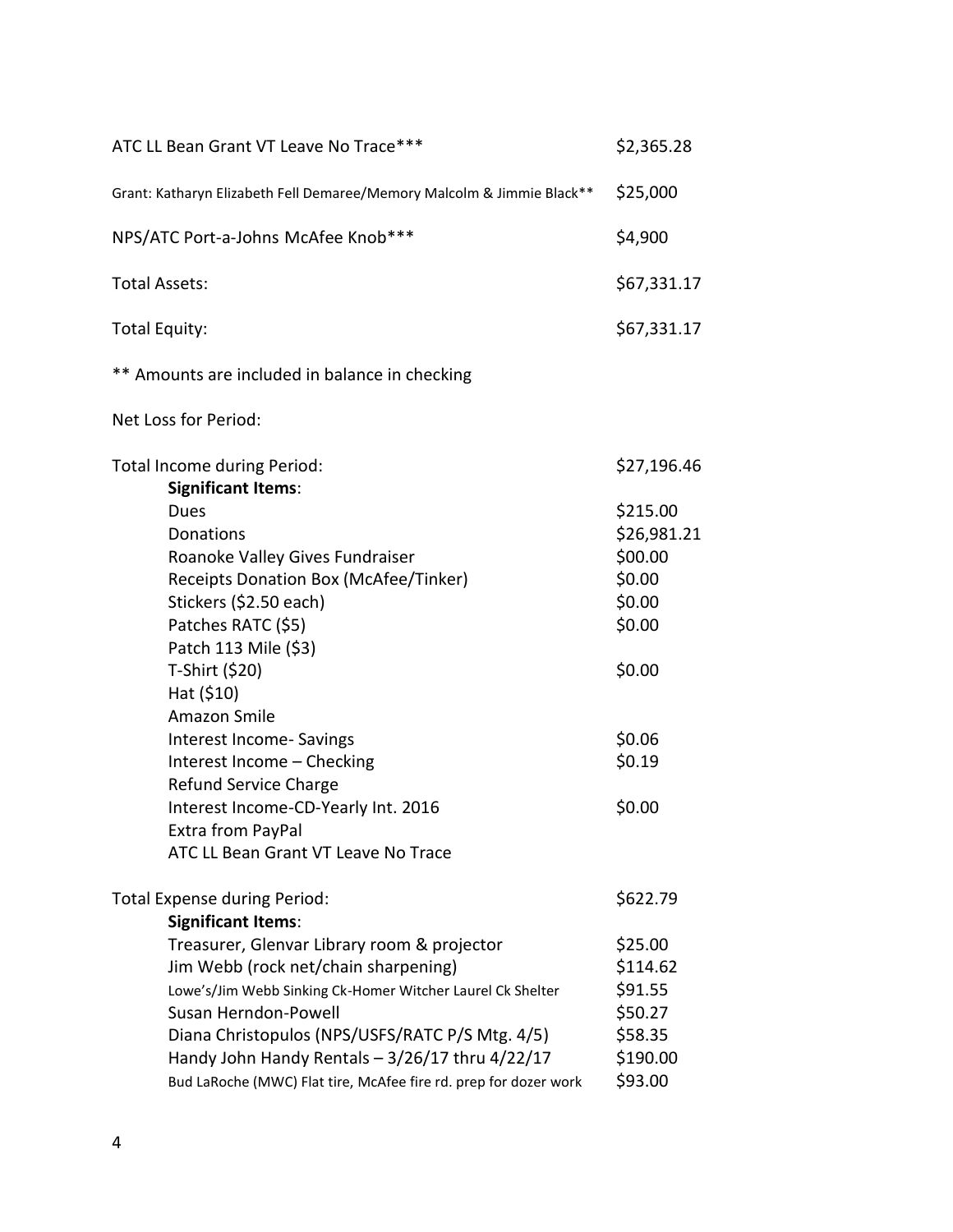| | |
|---|---|
| ATC LL Bean Grant VT Leave No Trace*** | $2,365.28 |
| Grant: Katharyn Elizabeth Fell Demaree/Memory Malcolm & Jimmie Black** | $25,000 |
| NPS/ATC Port-a-Johns McAfee Knob*** | $4,900 |
| Total Assets: | $67,331.17 |
| Total Equity: | $67,331.17 |

** Amounts are included in balance in checking

Net Loss for Period:

| | |
|---|---|
| Total Income during Period: | $27,196.46 |
| **Significant Items**: | |
| Dues | $215.00 |
| Donations | $26,981.21 |
| Roanoke Valley Gives Fundraiser | $00.00 |
| Receipts Donation Box (McAfee/Tinker) | $0.00 |
| Stickers ($2.50 each) | $0.00 |
| Patches RATC ($5) | $0.00 |
| Patch 113 Mile ($3) | |
| T-Shirt ($20) | $0.00 |
| Hat ($10) | |
| Amazon Smile | |
| Interest Income- Savings | $0.06 |
| Interest Income – Checking | $0.19 |
| Refund Service Charge | |
| Interest Income-CD-Yearly Int. 2016 | $0.00 |
| Extra from PayPal | |
| ATC LL Bean Grant VT Leave No Trace | |

| | |
|---|---|
| Total Expense during Period: | $622.79 |
| **Significant Items**: | |
| Treasurer, Glenvar Library room & projector | $25.00 |
| Jim Webb (rock net/chain sharpening) | $114.62 |
| Lowe's/Jim Webb Sinking Ck-Homer Witcher Laurel Ck Shelter | $91.55 |
| Susan Herndon-Powell | $50.27 |
| Diana Christopulos (NPS/USFS/RATC P/S Mtg. 4/5) | $58.35 |
| Handy John Handy Rentals – 3/26/17 thru 4/22/17 | $190.00 |
| Bud LaRoche (MWC) Flat tire, McAfee fire rd. prep for dozer work | $93.00 |